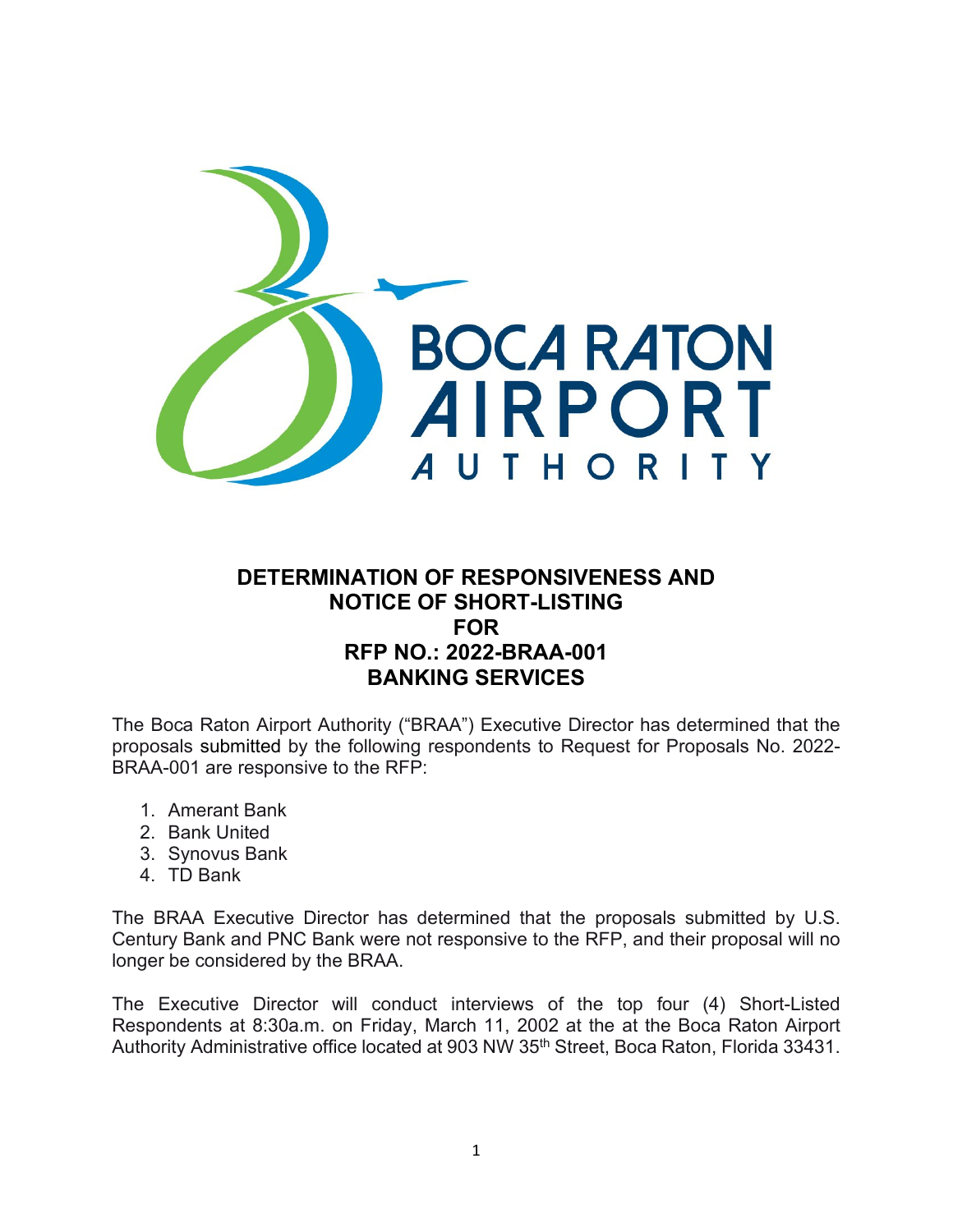BOCA RATON AIRPORT AUTHORITY

# DETERMINATION OF RESPONSIVENESS AND NOTICE OF SHORT-LISTING FOR RFP NO.: 2022-BRAA-001 BANKING SERVICES

The Boca Raton Airport Authority ("BRAA") Executive Director has determined that the proposals submitted by the following respondents to Request for Proposals No. 2022-BRAA-001 are responsive to the RFP:

1. Amerant Bank
2. Bank United
3. Synovus Bank
4. TD Bank

The BRAA Executive Director has determined that the proposals submitted by U.S. Century Bank and PNC Bank were not responsive to the RFP, and their proposal will no longer be considered by the BRAA.

The Executive Director will conduct interviews of the top four (4) Short-Listed Respondents at 8:30a.m. on Friday, March 11, 2002 at the at the Boca Raton Airport Authority Administrative office located at 903 NW 35th Street, Boca Raton, Florida 33431.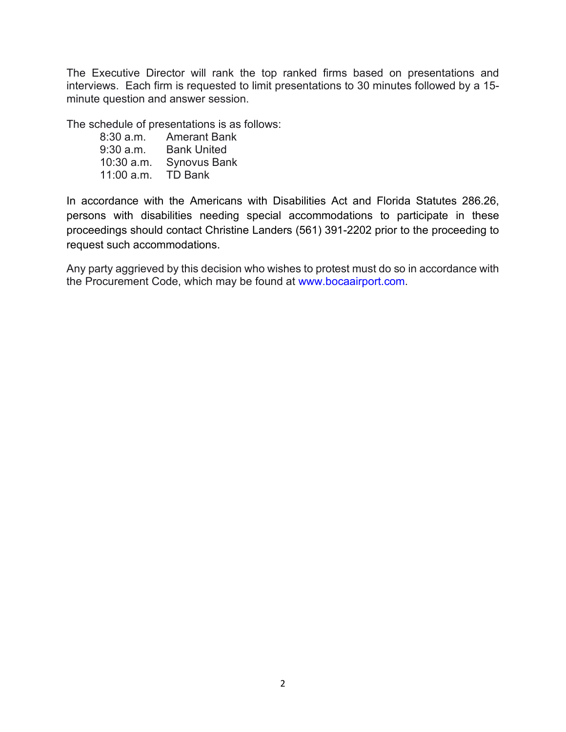The Executive Director will rank the top ranked firms based on presentations and interviews. Each firm is requested to limit presentations to 30 minutes followed by a 15-minute question and answer session.

The schedule of presentations is as follows:

| | |
|---|---|
| 8:30 a.m. | Amerant Bank |
| 9:30 a.m. | Bank United |
| 10:30 a.m. | Synovus Bank |
| 11:00 a.m. | TD Bank |

In accordance with the Americans with Disabilities Act and Florida Statutes 286.26, persons with disabilities needing special accommodations to participate in these proceedings should contact Christine Landers (561) 391-2202 prior to the proceeding to request such accommodations.

Any party aggrieved by this decision who wishes to protest must do so in accordance with the Procurement Code, which may be found at www.bocaairport.com.